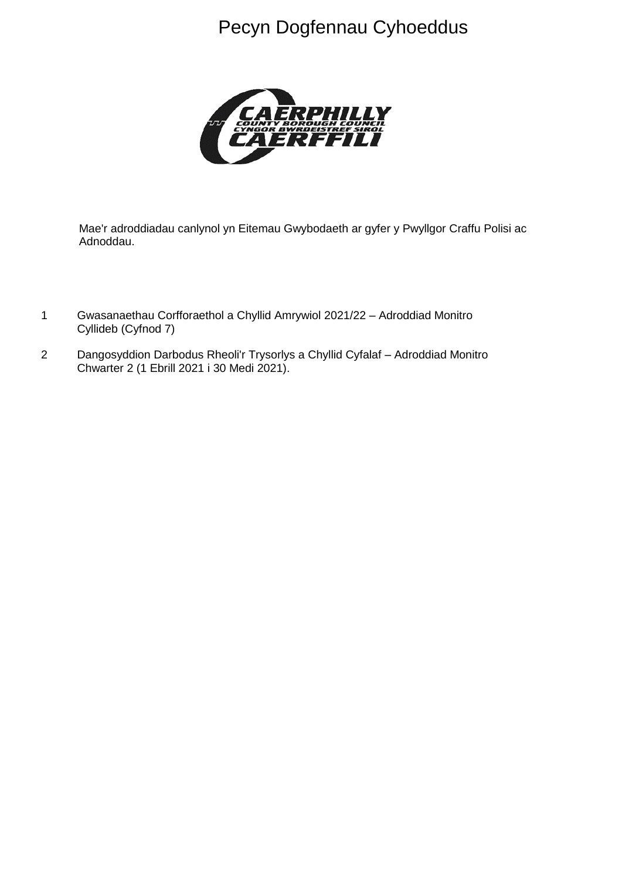# Pecyn Dogfennau Cyhoeddus

Mae'r adroddiadau canlynol yn Eitemau Gwybodaeth ar gyfer y Pwyllgor Craffu Polisi ac Adnoddau.

1. Gwasanaethau Corfforaethol a Chyllid Amrywiol 2021/22 – Adroddiad Monitro Cyllideb (Cyfnod 7)

2. Dangosyddion Darbodus Rheoli'r Trysorlys a Chyllid Cyfalaf – Adroddiad Monitro Chwarter 2 (1 Ebrill 2021 i 30 Medi 2021).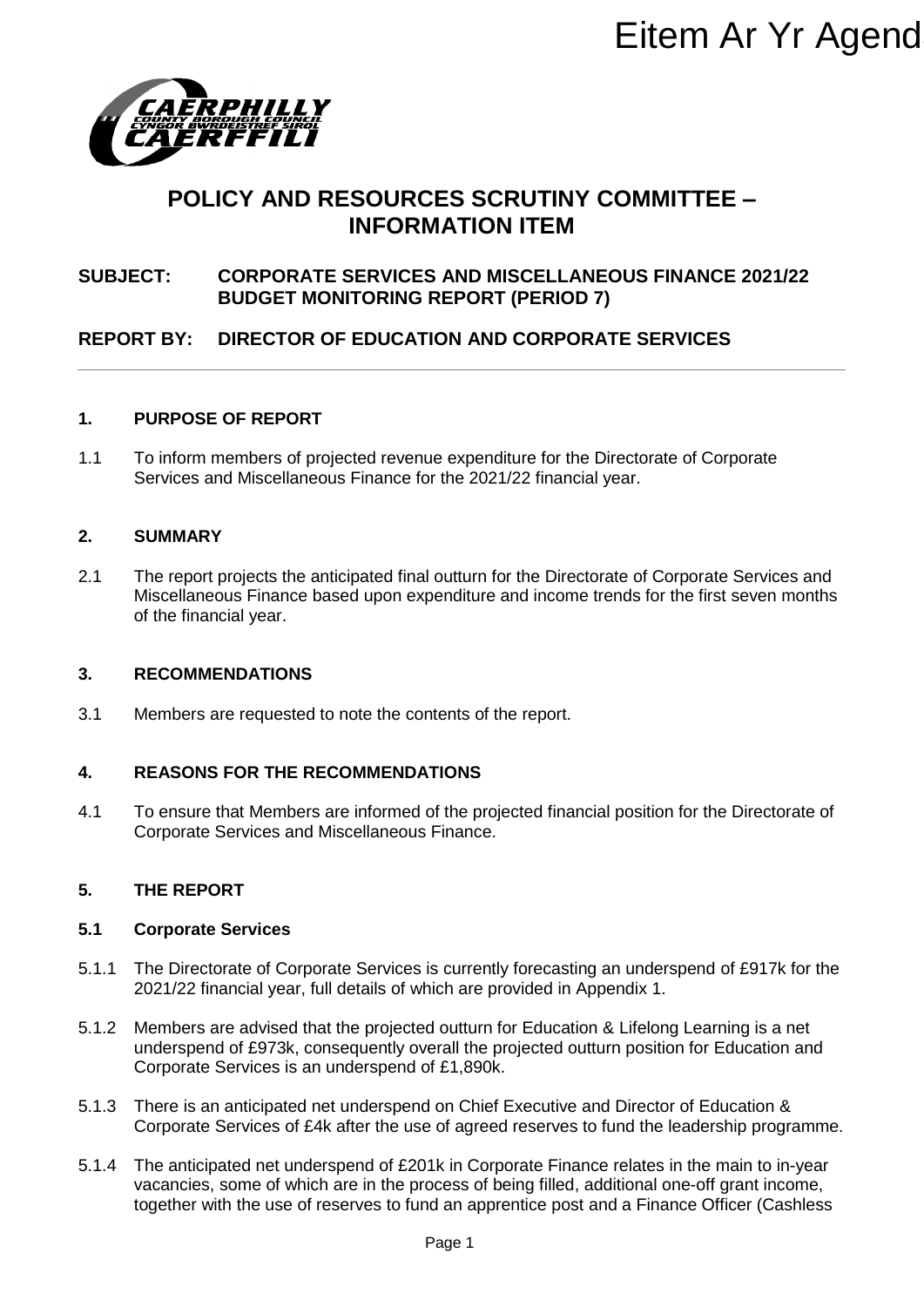Eitem Ar Yr Agend

# POLICY AND RESOURCES SCRUTINY COMMITTEE – INFORMATION ITEM

**SUBJECT: CORPORATE SERVICES AND MISCELLANEOUS FINANCE 2021/22 BUDGET MONITORING REPORT (PERIOD 7)**

**REPORT BY: DIRECTOR OF EDUCATION AND CORPORATE SERVICES**

## 1. PURPOSE OF REPORT

1.1 To inform members of projected revenue expenditure for the Directorate of Corporate Services and Miscellaneous Finance for the 2021/22 financial year.

## 2. SUMMARY

2.1 The report projects the anticipated final outturn for the Directorate of Corporate Services and Miscellaneous Finance based upon expenditure and income trends for the first seven months of the financial year.

## 3. RECOMMENDATIONS

3.1 Members are requested to note the contents of the report.

## 4. REASONS FOR THE RECOMMENDATIONS

4.1 To ensure that Members are informed of the projected financial position for the Directorate of Corporate Services and Miscellaneous Finance.

## 5. THE REPORT

### 5.1 Corporate Services

5.1.1 The Directorate of Corporate Services is currently forecasting an underspend of £917k for the 2021/22 financial year, full details of which are provided in Appendix 1.

5.1.2 Members are advised that the projected outturn for Education & Lifelong Learning is a net underspend of £973k, consequently overall the projected outturn position for Education and Corporate Services is an underspend of £1,890k.

5.1.3 There is an anticipated net underspend on Chief Executive and Director of Education & Corporate Services of £4k after the use of agreed reserves to fund the leadership programme.

5.1.4 The anticipated net underspend of £201k in Corporate Finance relates in the main to in-year vacancies, some of which are in the process of being filled, additional one-off grant income, together with the use of reserves to fund an apprentice post and a Finance Officer (Cashless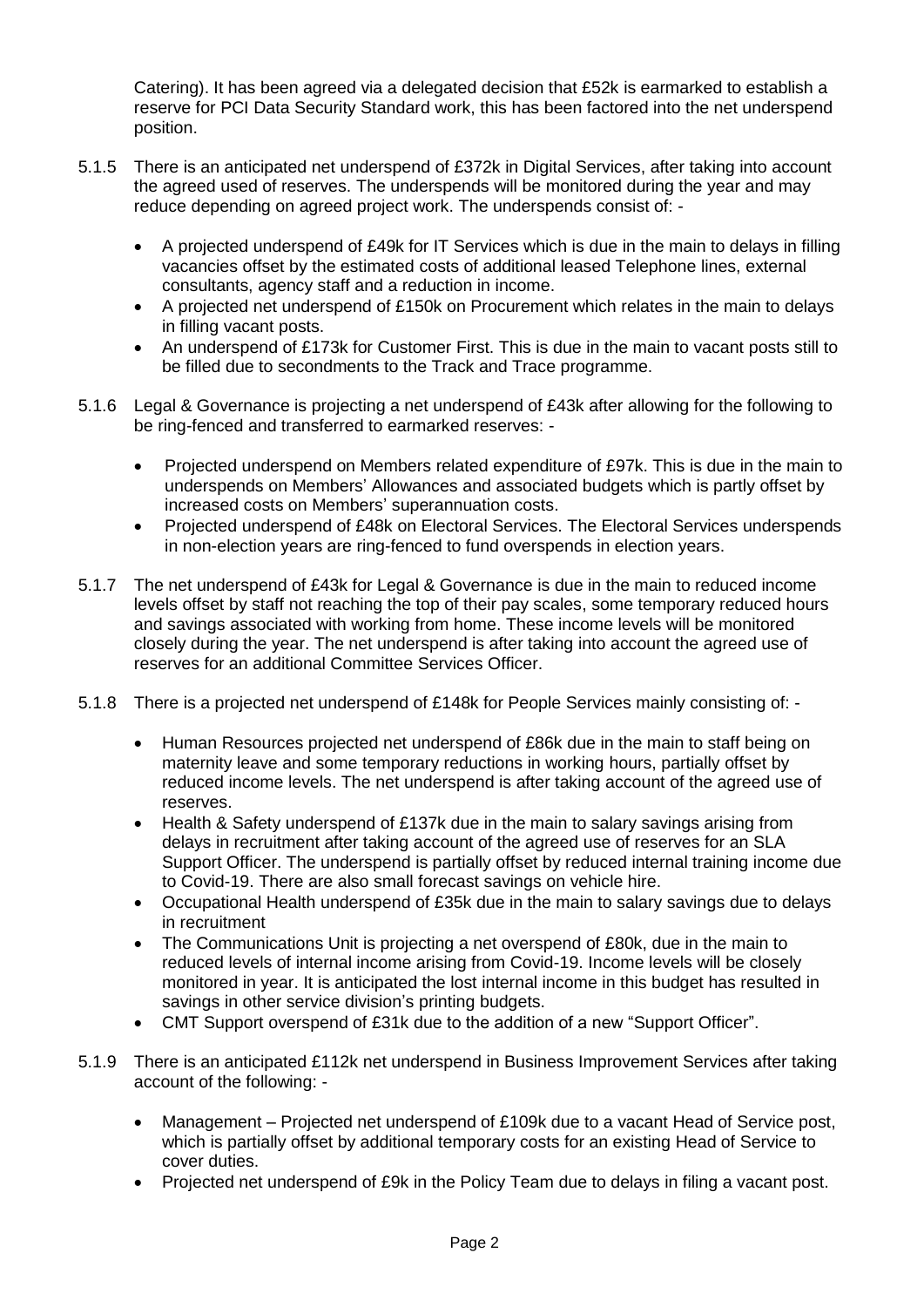Catering). It has been agreed via a delegated decision that £52k is earmarked to establish a reserve for PCI Data Security Standard work, this has been factored into the net underspend position.

5.1.5 There is an anticipated net underspend of £372k in Digital Services, after taking into account the agreed used of reserves. The underspends will be monitored during the year and may reduce depending on agreed project work. The underspends consist of: -

- A projected underspend of £49k for IT Services which is due in the main to delays in filling vacancies offset by the estimated costs of additional leased Telephone lines, external consultants, agency staff and a reduction in income.
- A projected net underspend of £150k on Procurement which relates in the main to delays in filling vacant posts.
- An underspend of £173k for Customer First. This is due in the main to vacant posts still to be filled due to secondments to the Track and Trace programme.

5.1.6 Legal & Governance is projecting a net underspend of £43k after allowing for the following to be ring-fenced and transferred to earmarked reserves: -

- Projected underspend on Members related expenditure of £97k. This is due in the main to underspends on Members' Allowances and associated budgets which is partly offset by increased costs on Members' superannuation costs.
- Projected underspend of £48k on Electoral Services. The Electoral Services underspends in non-election years are ring-fenced to fund overspends in election years.

5.1.7 The net underspend of £43k for Legal & Governance is due in the main to reduced income levels offset by staff not reaching the top of their pay scales, some temporary reduced hours and savings associated with working from home. These income levels will be monitored closely during the year. The net underspend is after taking into account the agreed use of reserves for an additional Committee Services Officer.

5.1.8 There is a projected net underspend of £148k for People Services mainly consisting of: -

- Human Resources projected net underspend of £86k due in the main to staff being on maternity leave and some temporary reductions in working hours, partially offset by reduced income levels. The net underspend is after taking account of the agreed use of reserves.
- Health & Safety underspend of £137k due in the main to salary savings arising from delays in recruitment after taking account of the agreed use of reserves for an SLA Support Officer. The underspend is partially offset by reduced internal training income due to Covid-19. There are also small forecast savings on vehicle hire.
- Occupational Health underspend of £35k due in the main to salary savings due to delays in recruitment
- The Communications Unit is projecting a net overspend of £80k, due in the main to reduced levels of internal income arising from Covid-19. Income levels will be closely monitored in year. It is anticipated the lost internal income in this budget has resulted in savings in other service division's printing budgets.
- CMT Support overspend of £31k due to the addition of a new "Support Officer".

5.1.9 There is an anticipated £112k net underspend in Business Improvement Services after taking account of the following: -

- Management – Projected net underspend of £109k due to a vacant Head of Service post, which is partially offset by additional temporary costs for an existing Head of Service to cover duties.
- Projected net underspend of £9k in the Policy Team due to delays in filing a vacant post.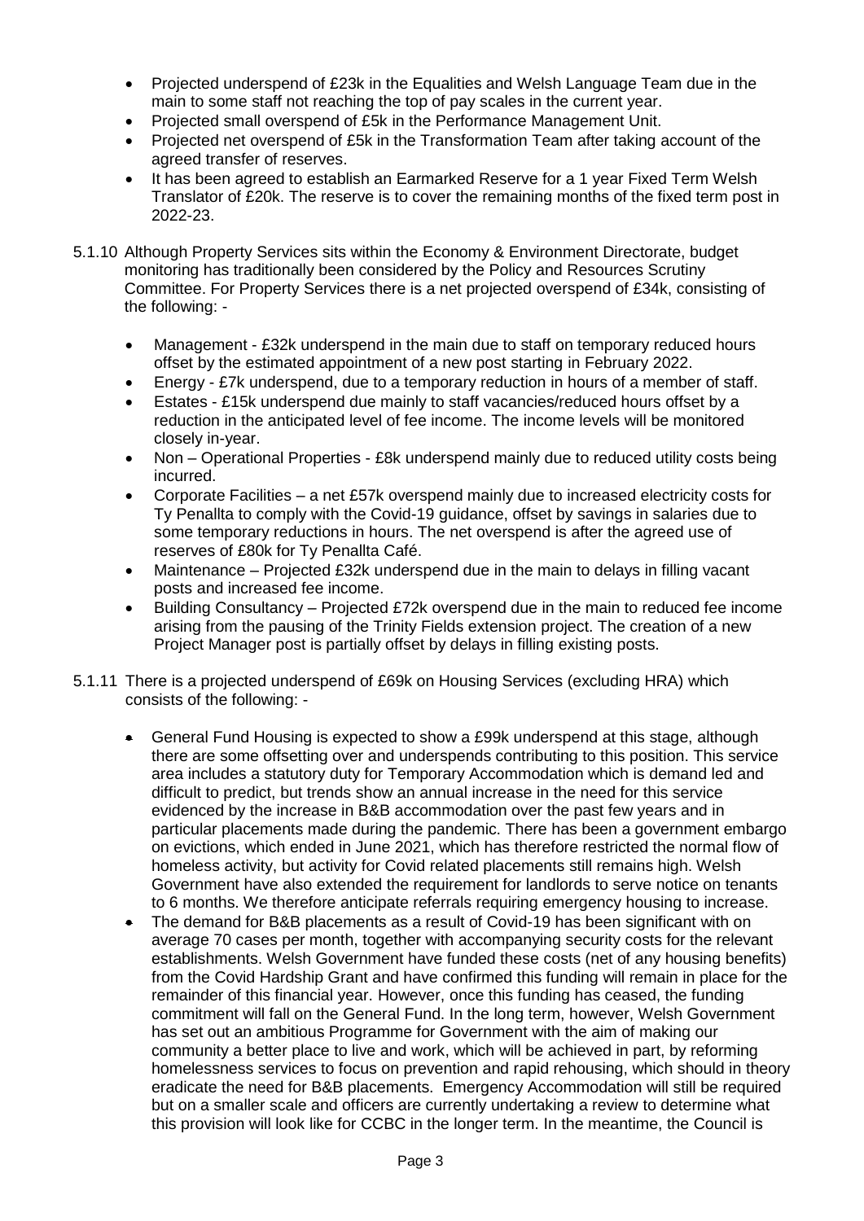- Projected underspend of £23k in the Equalities and Welsh Language Team due in the main to some staff not reaching the top of pay scales in the current year.
- Projected small overspend of £5k in the Performance Management Unit.
- Projected net overspend of £5k in the Transformation Team after taking account of the agreed transfer of reserves.
- It has been agreed to establish an Earmarked Reserve for a 1 year Fixed Term Welsh Translator of £20k. The reserve is to cover the remaining months of the fixed term post in 2022-23.

5.1.10 Although Property Services sits within the Economy & Environment Directorate, budget monitoring has traditionally been considered by the Policy and Resources Scrutiny Committee. For Property Services there is a net projected overspend of £34k, consisting of the following: -

- Management - £32k underspend in the main due to staff on temporary reduced hours offset by the estimated appointment of a new post starting in February 2022.
- Energy - £7k underspend, due to a temporary reduction in hours of a member of staff.
- Estates - £15k underspend due mainly to staff vacancies/reduced hours offset by a reduction in the anticipated level of fee income. The income levels will be monitored closely in-year.
- Non – Operational Properties - £8k underspend mainly due to reduced utility costs being incurred.
- Corporate Facilities – a net £57k overspend mainly due to increased electricity costs for Ty Penallta to comply with the Covid-19 guidance, offset by savings in salaries due to some temporary reductions in hours. The net overspend is after the agreed use of reserves of £80k for Ty Penallta Café.
- Maintenance – Projected £32k underspend due in the main to delays in filling vacant posts and increased fee income.
- Building Consultancy – Projected £72k overspend due in the main to reduced fee income arising from the pausing of the Trinity Fields extension project. The creation of a new Project Manager post is partially offset by delays in filling existing posts.

5.1.11 There is a projected underspend of £69k on Housing Services (excluding HRA) which consists of the following: -

- General Fund Housing is expected to show a £99k underspend at this stage, although there are some offsetting over and underspends contributing to this position. This service area includes a statutory duty for Temporary Accommodation which is demand led and difficult to predict, but trends show an annual increase in the need for this service evidenced by the increase in B&B accommodation over the past few years and in particular placements made during the pandemic. There has been a government embargo on evictions, which ended in June 2021, which has therefore restricted the normal flow of homeless activity, but activity for Covid related placements still remains high. Welsh Government have also extended the requirement for landlords to serve notice on tenants to 6 months. We therefore anticipate referrals requiring emergency housing to increase.
- The demand for B&B placements as a result of Covid-19 has been significant with on average 70 cases per month, together with accompanying security costs for the relevant establishments. Welsh Government have funded these costs (net of any housing benefits) from the Covid Hardship Grant and have confirmed this funding will remain in place for the remainder of this financial year. However, once this funding has ceased, the funding commitment will fall on the General Fund. In the long term, however, Welsh Government has set out an ambitious Programme for Government with the aim of making our community a better place to live and work, which will be achieved in part, by reforming homelessness services to focus on prevention and rapid rehousing, which should in theory eradicate the need for B&B placements. Emergency Accommodation will still be required but on a smaller scale and officers are currently undertaking a review to determine what this provision will look like for CCBC in the longer term. In the meantime, the Council is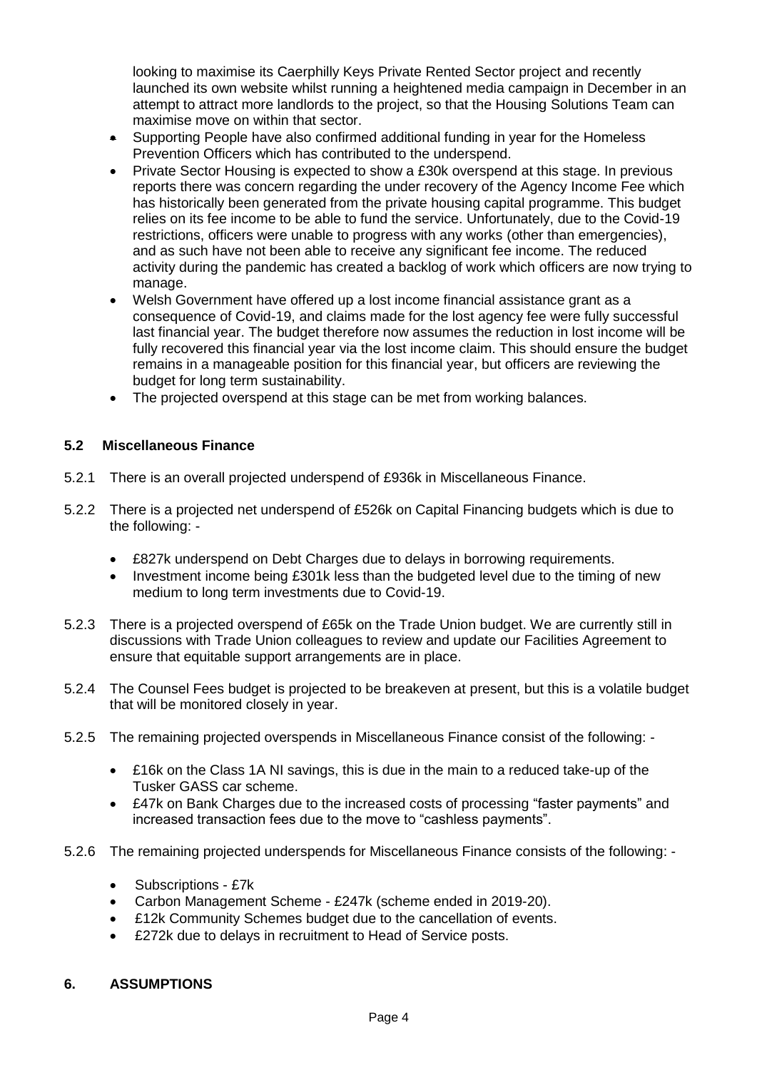looking to maximise its Caerphilly Keys Private Rented Sector project and recently launched its own website whilst running a heightened media campaign in December in an attempt to attract more landlords to the project, so that the Housing Solutions Team can maximise move on within that sector.

- Supporting People have also confirmed additional funding in year for the Homeless Prevention Officers which has contributed to the underspend.
- Private Sector Housing is expected to show a £30k overspend at this stage. In previous reports there was concern regarding the under recovery of the Agency Income Fee which has historically been generated from the private housing capital programme. This budget relies on its fee income to be able to fund the service. Unfortunately, due to the Covid-19 restrictions, officers were unable to progress with any works (other than emergencies), and as such have not been able to receive any significant fee income. The reduced activity during the pandemic has created a backlog of work which officers are now trying to manage.
- Welsh Government have offered up a lost income financial assistance grant as a consequence of Covid-19, and claims made for the lost agency fee were fully successful last financial year. The budget therefore now assumes the reduction in lost income will be fully recovered this financial year via the lost income claim. This should ensure the budget remains in a manageable position for this financial year, but officers are reviewing the budget for long term sustainability.
- The projected overspend at this stage can be met from working balances.

### 5.2 Miscellaneous Finance

5.2.1 There is an overall projected underspend of £936k in Miscellaneous Finance.

5.2.2 There is a projected net underspend of £526k on Capital Financing budgets which is due to the following: -

- £827k underspend on Debt Charges due to delays in borrowing requirements.
- Investment income being £301k less than the budgeted level due to the timing of new medium to long term investments due to Covid-19.

5.2.3 There is a projected overspend of £65k on the Trade Union budget. We are currently still in discussions with Trade Union colleagues to review and update our Facilities Agreement to ensure that equitable support arrangements are in place.

5.2.4 The Counsel Fees budget is projected to be breakeven at present, but this is a volatile budget that will be monitored closely in year.

5.2.5 The remaining projected overspends in Miscellaneous Finance consist of the following: -

- £16k on the Class 1A NI savings, this is due in the main to a reduced take-up of the Tusker GASS car scheme.
- £47k on Bank Charges due to the increased costs of processing "faster payments" and increased transaction fees due to the move to "cashless payments".

5.2.6 The remaining projected underspends for Miscellaneous Finance consists of the following: -

- Subscriptions - £7k
- Carbon Management Scheme - £247k (scheme ended in 2019-20).
- £12k Community Schemes budget due to the cancellation of events.
- £272k due to delays in recruitment to Head of Service posts.

## 6. ASSUMPTIONS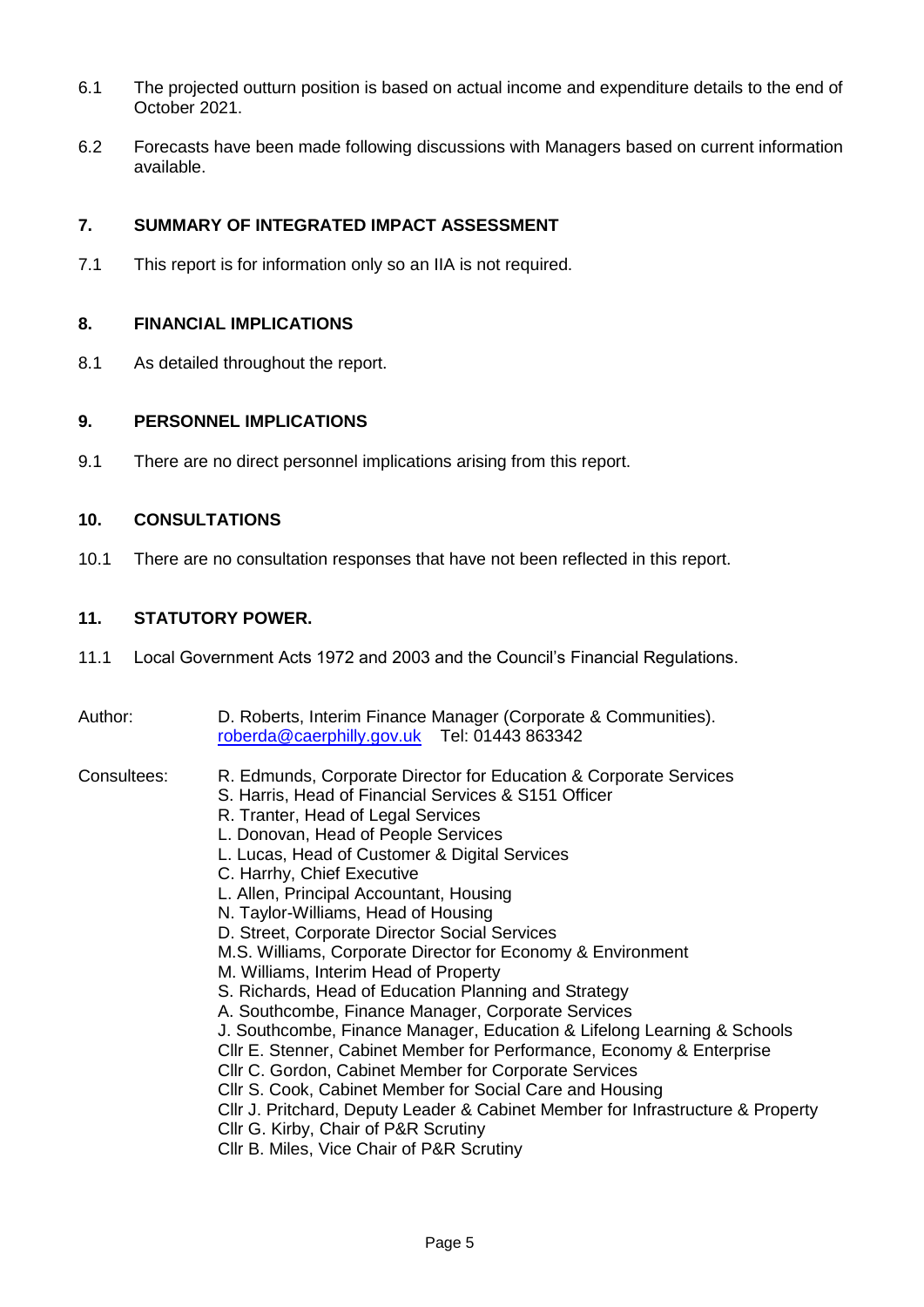6.1 The projected outturn position is based on actual income and expenditure details to the end of October 2021.

6.2 Forecasts have been made following discussions with Managers based on current information available.

## 7. SUMMARY OF INTEGRATED IMPACT ASSESSMENT

7.1 This report is for information only so an IIA is not required.

## 8. FINANCIAL IMPLICATIONS

8.1 As detailed throughout the report.

## 9. PERSONNEL IMPLICATIONS

9.1 There are no direct personnel implications arising from this report.

## 10. CONSULTATIONS

10.1 There are no consultation responses that have not been reflected in this report.

## 11. STATUTORY POWER.

11.1 Local Government Acts 1972 and 2003 and the Council's Financial Regulations.

Author: D. Roberts, Interim Finance Manager (Corporate & Communities).
roberda@caerphilly.gov.uk Tel: 01443 863342

Consultees:
R. Edmunds, Corporate Director for Education & Corporate Services
S. Harris, Head of Financial Services & S151 Officer
R. Tranter, Head of Legal Services
L. Donovan, Head of People Services
L. Lucas, Head of Customer & Digital Services
C. Harrhy, Chief Executive
L. Allen, Principal Accountant, Housing
N. Taylor-Williams, Head of Housing
D. Street, Corporate Director Social Services
M.S. Williams, Corporate Director for Economy & Environment
M. Williams, Interim Head of Property
S. Richards, Head of Education Planning and Strategy
A. Southcombe, Finance Manager, Corporate Services
J. Southcombe, Finance Manager, Education & Lifelong Learning & Schools
Cllr E. Stenner, Cabinet Member for Performance, Economy & Enterprise
Cllr C. Gordon, Cabinet Member for Corporate Services
Cllr S. Cook, Cabinet Member for Social Care and Housing
Cllr J. Pritchard, Deputy Leader & Cabinet Member for Infrastructure & Property
Cllr G. Kirby, Chair of P&R Scrutiny
Cllr B. Miles, Vice Chair of P&R Scrutiny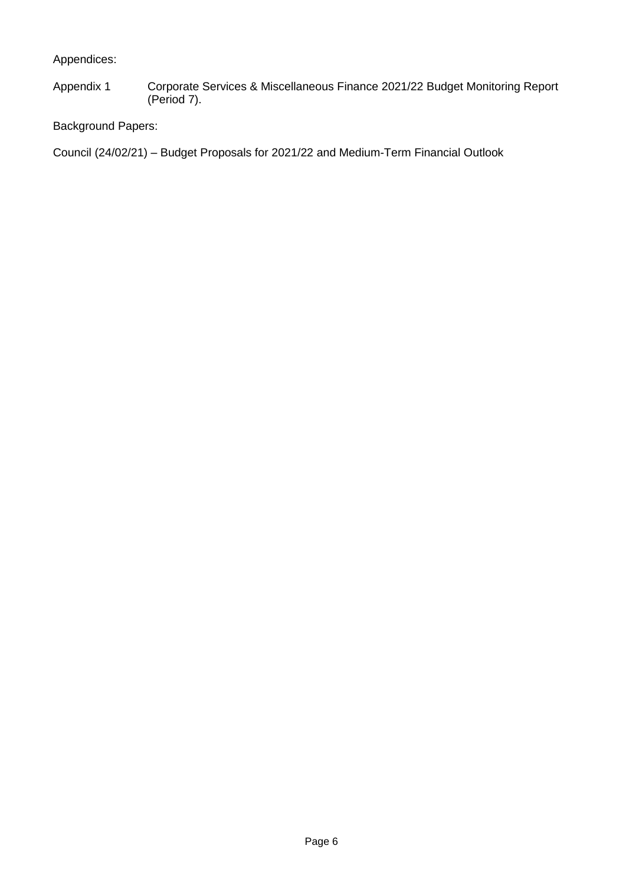Appendices:

Appendix 1 Corporate Services & Miscellaneous Finance 2021/22 Budget Monitoring Report (Period 7).

Background Papers:

Council (24/02/21) – Budget Proposals for 2021/22 and Medium-Term Financial Outlook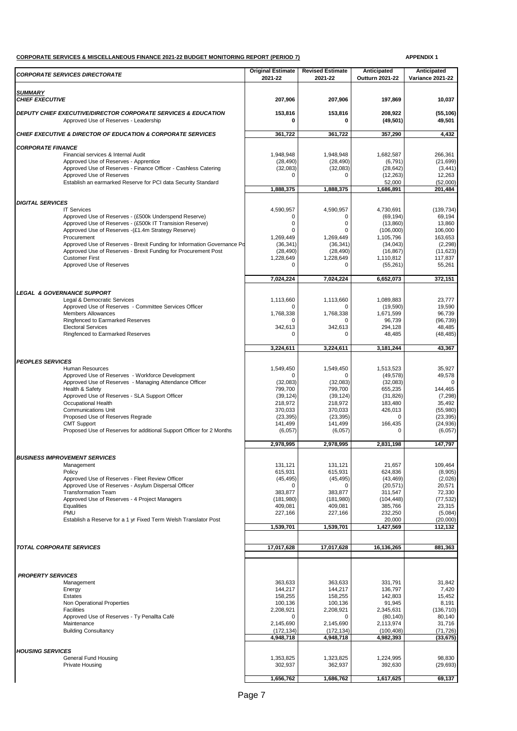**CORPORATE SERVICES & MISCELLANEOUS FINANCE 2021-22 BUDGET MONITORING REPORT (PERIOD 7)** **APPENDIX 1**

| *CORPORATE SERVICES DIRECTORATE* | Original Estimate 2021-22 | Revised Estimate 2021-22 | Anticipated Outturn 2021-22 | Anticipated Variance 2021-22 |
|---|---|---|---|---|
| ***SUMMARY*** | | | | |
| ***CHIEF EXECUTIVE*** | **207,906** | **207,906** | **197,869** | **10,037** |
| ***DEPUTY CHIEF EXECUTIVE/DIRECTOR CORPORATE SERVICES & EDUCATION*** | **153,816** | **153,816** | **208,922** | **(55,106)** |
| Approved Use of Reserves - Leadership | **0** | **0** | **(49,501)** | **49,501** |
| ***CHIEF EXECUTIVE & DIRECTOR OF EDUCATION & CORPORATE SERVICES*** | **361,722** | **361,722** | **357,290** | **4,432** |
| ***CORPORATE FINANCE*** | | | | |
| Financial services & Internal Audit | 1,948,948 | 1,948,948 | 1,682,587 | 266,361 |
| Approved Use of Reserves - Apprentice | (28,490) | (28,490) | (6,791) | (21,699) |
| Approved Use of Reserves - Finance Officer - Cashless Catering | (32,083) | (32,083) | (28,642) | (3,441) |
| Approved Use of Reserves | 0 | 0 | (12,263) | 12,263 |
| Establish an earmarked Reserve for PCI data Security Standard | | | 52,000 | (52,000) |
| | **1,888,375** | **1,888,375** | **1,686,891** | **201,484** |
| ***DIGITAL SERVICES*** | | | | |
| IT Services | 4,590,957 | 4,590,957 | 4,730,691 | (139,734) |
| Approved Use of Reserves - (£500k Underspend Reserve) | 0 | 0 | (69,194) | 69,194 |
| Approved Use of Reserves - (£500k IT Transision Reserve) | 0 | 0 | (13,860) | 13,860 |
| Approved Use of Reserves -(£1.4m Strategy Reserve) | 0 | 0 | (106,000) | 106,000 |
| Procurement | 1,269,449 | 1,269,449 | 1,105,796 | 163,653 |
| Approved Use of Reserves - Brexit Funding for Information Governance Po | (36,341) | (36,341) | (34,043) | (2,298) |
| Approved Use of Reserves - Brexit Funding for Procurement Post | (28,490) | (28,490) | (16,867) | (11,623) |
| Customer First | 1,228,649 | 1,228,649 | 1,110,812 | 117,837 |
| Approved Use of Reserves | 0 | 0 | (55,261) | 55,261 |
| | **7,024,224** | **7,024,224** | **6,652,073** | **372,151** |
| ***LEGAL & GOVERNANCE SUPPORT*** | | | | |
| Legal & Democratic Services | 1,113,660 | 1,113,660 | 1,089,883 | 23,777 |
| Approved Use of Reserves - Committee Services Officer | 0 | 0 | (19,590) | 19,590 |
| Members Allowances | 1,768,338 | 1,768,338 | 1,671,599 | 96,739 |
| Ringfenced to Earmarked Reserves | 0 | 0 | 96,739 | (96,739) |
| Electoral Services | 342,613 | 342,613 | 294,128 | 48,485 |
| Ringfenced to Earmarked Reserves | 0 | 0 | 48,485 | (48,485) |
| | **3,224,611** | **3,224,611** | **3,181,244** | **43,367** |
| ***PEOPLES SERVICES*** | | | | |
| Human Resources | 1,549,450 | 1,549,450 | 1,513,523 | 35,927 |
| Approved Use of Reserves - Workforce Development | 0 | 0 | (49,578) | 49,578 |
| Approved Use of Reserves - Managing Attendance Officer | (32,083) | (32,083) | (32,083) | 0 |
| Health & Safety | 799,700 | 799,700 | 655,235 | 144,465 |
| Approved Use of Reserves - SLA Support Officer | (39,124) | (39,124) | (31,826) | (7,298) |
| Occupational Health | 218,972 | 218,972 | 183,480 | 35,492 |
| Communications Unit | 370,033 | 370,033 | 426,013 | (55,980) |
| Proposed Use of Reserves Regrade | (23,395) | (23,395) | 0 | (23,395) |
| CMT Support | 141,499 | 141,499 | 166,435 | (24,936) |
| Proposed Use of Reserves for additional Support Officer for 2 Months | (6,057) | (6,057) | 0 | (6,057) |
| | **2,978,995** | **2,978,995** | **2,831,198** | **147,797** |
| ***BUSINESS IMPROVEMENT SERVICES*** | | | | |
| Management | 131,121 | 131,121 | 21,657 | 109,464 |
| Policy | 615,931 | 615,931 | 624,836 | (8,905) |
| Approved Use of Reserves - Fleet Review Officer | (45,495) | (45,495) | (43,469) | (2,026) |
| Approved Use of Reserves - Asylum Dispersal Officer | 0 | 0 | (20,571) | 20,571 |
| Transformation Team | 383,877 | 383,877 | 311,547 | 72,330 |
| Approved Use of Reserves - 4 Project Managers | (181,980) | (181,980) | (104,448) | (77,532) |
| Equalities | 409,081 | 409,081 | 385,766 | 23,315 |
| PMU | 227,166 | 227,166 | 232,250 | (5,084) |
| Establish a Reserve for a 1 yr Fixed Term Welsh Translator Post | | | 20,000 | (20,000) |
| | **1,539,701** | **1,539,701** | **1,427,569** | **112,132** |
| ***TOTAL CORPORATE SERVICES*** | **17,017,628** | **17,017,628** | **16,136,265** | **881,363** |
| ***PROPERTY SERVICES*** | | | | |
| Management | 363,633 | 363,633 | 331,791 | 31,842 |
| Energy | 144,217 | 144,217 | 136,797 | 7,420 |
| Estates | 158,255 | 158,255 | 142,803 | 15,452 |
| Non Operational Properties | 100,136 | 100,136 | 91,945 | 8,191 |
| Facilities | 2,208,921 | 2,208,921 | 2,345,631 | (136,710) |
| Approved Use of Reserves - Ty Penallta Café | 0 | 0 | (80,140) | 80,140 |
| Maintenance | 2,145,690 | 2,145,690 | 2,113,974 | 31,716 |
| Building Consultancy | (172,134) | (172,134) | (100,408) | (71,726) |
| | **4,948,718** | **4,948,718** | **4,982,393** | **(33,675)** |
| ***HOUSING SERVICES*** | | | | |
| General Fund Housing | 1,353,825 | 1,323,825 | 1,224,995 | 98,830 |
| Private Housing | 302,937 | 362,937 | 392,630 | (29,693) |
| | **1,656,762** | **1,686,762** | **1,617,625** | **69,137** |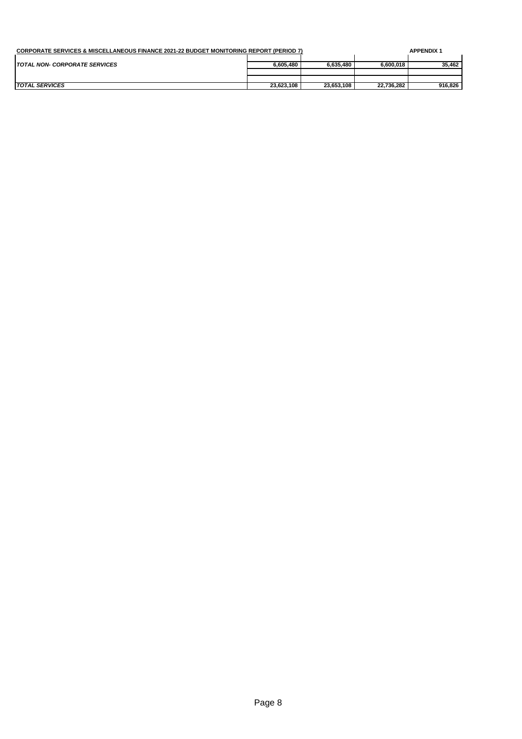**CORPORATE SERVICES & MISCELLANEOUS FINANCE 2021-22 BUDGET MONITORING REPORT (PERIOD 7)** **APPENDIX 1**

| | | | | |
|---|---|---|---|---|
| ***TOTAL NON- CORPORATE SERVICES*** | **6,605,480** | **6,635,480** | **6,600,018** | **35,462** |
| | | | | |
| ***TOTAL SERVICES*** | **23,623,108** | **23,653,108** | **22,736,282** | **916,826** |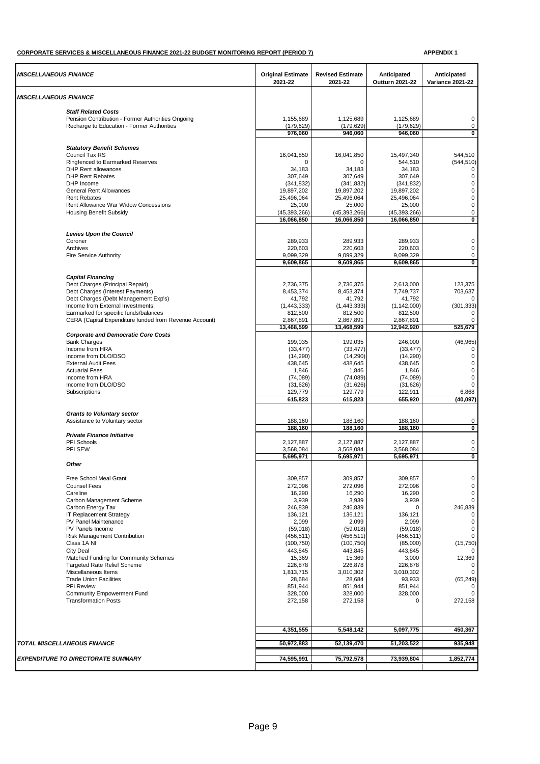**CORPORATE SERVICES & MISCELLANEOUS FINANCE 2021-22 BUDGET MONITORING REPORT (PERIOD 7)**

**APPENDIX 1**

| *MISCELLANEOUS FINANCE* | Original Estimate 2021-22 | Revised Estimate 2021-22 | Anticipated Outturn 2021-22 | Anticipated Variance 2021-22 |
|---|---|---|---|---|
| ***MISCELLANEOUS FINANCE*** | | | | |
| ***Staff Related Costs*** | | | | |
| Pension Contribution - Former Authorities Ongoing | 1,155,689 | 1,125,689 | 1,125,689 | 0 |
| Recharge to Education - Former Authorities | (179,629) | (179,629) | (179,629) | 0 |
| | **976,060** | **946,060** | **946,060** | **0** |
| ***Statutory Benefit Schemes*** | | | | |
| Council Tax RS | 16,041,850 | 16,041,850 | 15,497,340 | 544,510 |
| Ringfenced to Earmarked Reserves | 0 | 0 | 544,510 | (544,510) |
| DHP Rent allowances | 34,183 | 34,183 | 34,183 | 0 |
| DHP Rent Rebates | 307,649 | 307,649 | 307,649 | 0 |
| DHP Income | (341,832) | (341,832) | (341,832) | 0 |
| General Rent Allowances | 19,897,202 | 19,897,202 | 19,897,202 | 0 |
| Rent Rebates | 25,496,064 | 25,496,064 | 25,496,064 | 0 |
| Rent Allowance War Widow Concessions | 25,000 | 25,000 | 25,000 | 0 |
| Housing Benefit Subsidy | (45,393,266) | (45,393,266) | (45,393,266) | 0 |
| | **16,066,850** | **16,066,850** | **16,066,850** | **0** |
| ***Levies Upon the Council*** | | | | |
| Coroner | 289,933 | 289,933 | 289,933 | 0 |
| Archives | 220,603 | 220,603 | 220,603 | 0 |
| Fire Service Authority | 9,099,329 | 9,099,329 | 9,099,329 | 0 |
| | **9,609,865** | **9,609,865** | **9,609,865** | **0** |
| ***Capital Financing*** | | | | |
| Debt Charges (Principal Repaid) | 2,736,375 | 2,736,375 | 2,613,000 | 123,375 |
| Debt Charges (Interest Payments) | 8,453,374 | 8,453,374 | 7,749,737 | 703,637 |
| Debt Charges (Debt Management Exp's) | 41,792 | 41,792 | 41,792 | 0 |
| Income from External Investments: | (1,443,333) | (1,443,333) | (1,142,000) | (301,333) |
| Earmarked for specific funds/balances | 812,500 | 812,500 | 812,500 | 0 |
| CERA (Capital Expenditure funded from Revenue Account) | 2,867,891 | 2,867,891 | 2,867,891 | 0 |
| | **13,468,599** | **13,468,599** | **12,942,920** | **525,679** |
| ***Corporate and Democratic Core Costs*** | | | | |
| Bank Charges | 199,035 | 199,035 | 246,000 | (46,965) |
| Income from HRA | (33,477) | (33,477) | (33,477) | 0 |
| Income from DLO/DSO | (14,290) | (14,290) | (14,290) | 0 |
| External Audit Fees | 438,645 | 438,645 | 438,645 | 0 |
| Actuarial Fees | 1,846 | 1,846 | 1,846 | 0 |
| Income from HRA | (74,089) | (74,089) | (74,089) | 0 |
| Income from DLO/DSO | (31,626) | (31,626) | (31,626) | 0 |
| Subscriptions | 129,779 | 129,779 | 122,911 | 6,868 |
| | **615,823** | **615,823** | **655,920** | **(40,097)** |
| ***Grants to Voluntary sector*** | | | | |
| Assistance to Voluntary sector | 188,160 | 188,160 | 188,160 | 0 |
| | **188,160** | **188,160** | **188,160** | **0** |
| ***Private Finance Initiative*** | | | | |
| PFI Schools | 2,127,887 | 2,127,887 | 2,127,887 | 0 |
| PFI SEW | 3,568,084 | 3,568,084 | 3,568,084 | 0 |
| | **5,695,971** | **5,695,971** | **5,695,971** | **0** |
| ***Other*** | | | | |
| Free School Meal Grant | 309,857 | 309,857 | 309,857 | 0 |
| Counsel Fees | 272,096 | 272,096 | 272,096 | 0 |
| Careline | 16,290 | 16,290 | 16,290 | 0 |
| Carbon Management Scheme | 3,939 | 3,939 | 3,939 | 0 |
| Carbon Energy Tax | 246,839 | 246,839 | 0 | 246,839 |
| IT Replacement Strategy | 136,121 | 136,121 | 136,121 | 0 |
| PV Panel Maintenance | 2,099 | 2,099 | 2,099 | 0 |
| PV Panels Income | (59,018) | (59,018) | (59,018) | 0 |
| Risk Management Contribution | (456,511) | (456,511) | (456,511) | 0 |
| Class 1A NI | (100,750) | (100,750) | (85,000) | (15,750) |
| City Deal | 443,845 | 443,845 | 443,845 | 0 |
| Matched Funding for Community Schemes | 15,369 | 15,369 | 3,000 | 12,369 |
| Targeted Rate Relief Scheme | 226,878 | 226,878 | 226,878 | 0 |
| Miscellaneous Items | 1,813,715 | 3,010,302 | 3,010,302 | 0 |
| Trade Union Facilities | 28,684 | 28,684 | 93,933 | (65,249) |
| PFI Review | 851,944 | 851,944 | 851,944 | 0 |
| Community Empowerment Fund | 328,000 | 328,000 | 328,000 | 0 |
| Transformation Posts | 272,158 | 272,158 | 0 | 272,158 |
| | **4,351,555** | **5,548,142** | **5,097,775** | **450,367** |
| ***TOTAL MISCELLANEOUS FINANCE*** | **50,972,883** | **52,139,470** | **51,203,522** | **935,948** |
| ***EXPENDITURE TO DIRECTORATE SUMMARY*** | **74,595,991** | **75,792,578** | **73,939,804** | **1,852,774** |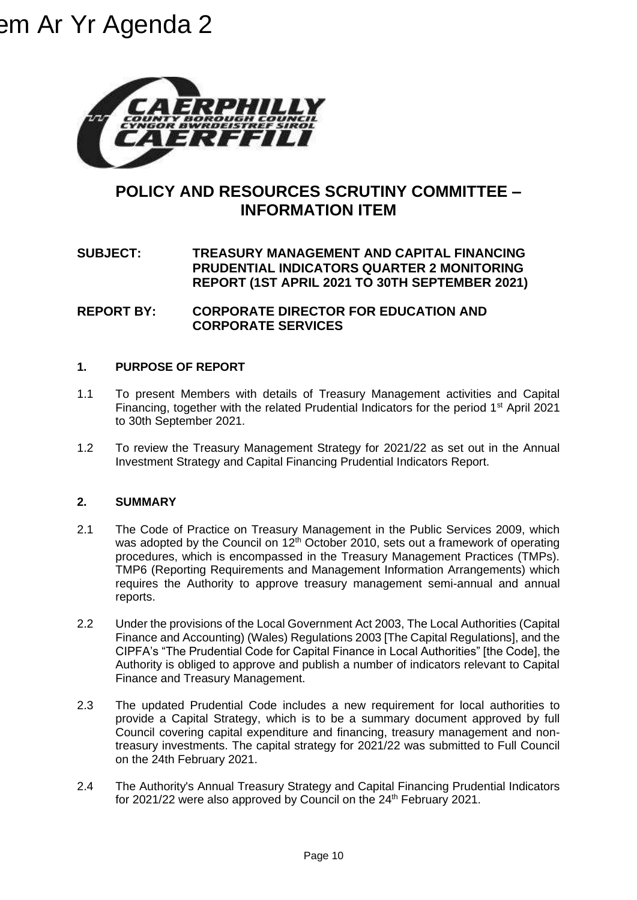Item Ar Yr Agenda 2

# POLICY AND RESOURCES SCRUTINY COMMITTEE – INFORMATION ITEM

**SUBJECT:** **TREASURY MANAGEMENT AND CAPITAL FINANCING PRUDENTIAL INDICATORS QUARTER 2 MONITORING REPORT (1ST APRIL 2021 TO 30TH SEPTEMBER 2021)**

**REPORT BY:** **CORPORATE DIRECTOR FOR EDUCATION AND CORPORATE SERVICES**

## 1. PURPOSE OF REPORT

1.1 To present Members with details of Treasury Management activities and Capital Financing, together with the related Prudential Indicators for the period 1st April 2021 to 30th September 2021.

1.2 To review the Treasury Management Strategy for 2021/22 as set out in the Annual Investment Strategy and Capital Financing Prudential Indicators Report.

## 2. SUMMARY

2.1 The Code of Practice on Treasury Management in the Public Services 2009, which was adopted by the Council on 12th October 2010, sets out a framework of operating procedures, which is encompassed in the Treasury Management Practices (TMPs). TMP6 (Reporting Requirements and Management Information Arrangements) which requires the Authority to approve treasury management semi-annual and annual reports.

2.2 Under the provisions of the Local Government Act 2003, The Local Authorities (Capital Finance and Accounting) (Wales) Regulations 2003 [The Capital Regulations], and the CIPFA's "The Prudential Code for Capital Finance in Local Authorities" [the Code], the Authority is obliged to approve and publish a number of indicators relevant to Capital Finance and Treasury Management.

2.3 The updated Prudential Code includes a new requirement for local authorities to provide a Capital Strategy, which is to be a summary document approved by full Council covering capital expenditure and financing, treasury management and non-treasury investments. The capital strategy for 2021/22 was submitted to Full Council on the 24th February 2021.

2.4 The Authority's Annual Treasury Strategy and Capital Financing Prudential Indicators for 2021/22 were also approved by Council on the 24th February 2021.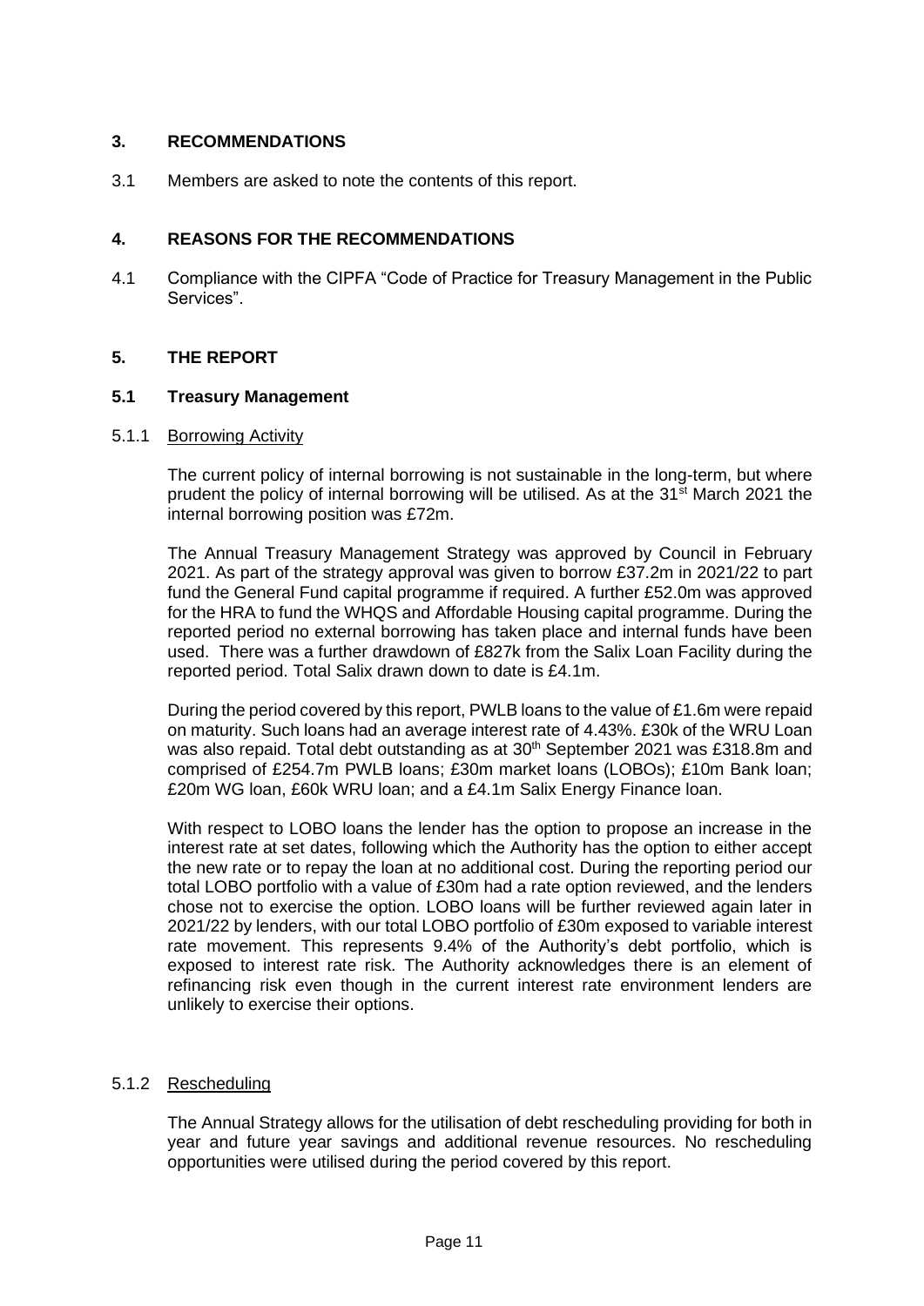## 3. RECOMMENDATIONS

3.1 Members are asked to note the contents of this report.

## 4. REASONS FOR THE RECOMMENDATIONS

4.1 Compliance with the CIPFA "Code of Practice for Treasury Management in the Public Services".

## 5. THE REPORT

### 5.1 Treasury Management

#### 5.1.1 Borrowing Activity

The current policy of internal borrowing is not sustainable in the long-term, but where prudent the policy of internal borrowing will be utilised. As at the 31st March 2021 the internal borrowing position was £72m.

The Annual Treasury Management Strategy was approved by Council in February 2021. As part of the strategy approval was given to borrow £37.2m in 2021/22 to part fund the General Fund capital programme if required. A further £52.0m was approved for the HRA to fund the WHQS and Affordable Housing capital programme. During the reported period no external borrowing has taken place and internal funds have been used. There was a further drawdown of £827k from the Salix Loan Facility during the reported period. Total Salix drawn down to date is £4.1m.

During the period covered by this report, PWLB loans to the value of £1.6m were repaid on maturity. Such loans had an average interest rate of 4.43%. £30k of the WRU Loan was also repaid. Total debt outstanding as at 30th September 2021 was £318.8m and comprised of £254.7m PWLB loans; £30m market loans (LOBOs); £10m Bank loan; £20m WG loan, £60k WRU loan; and a £4.1m Salix Energy Finance loan.

With respect to LOBO loans the lender has the option to propose an increase in the interest rate at set dates, following which the Authority has the option to either accept the new rate or to repay the loan at no additional cost. During the reporting period our total LOBO portfolio with a value of £30m had a rate option reviewed, and the lenders chose not to exercise the option. LOBO loans will be further reviewed again later in 2021/22 by lenders, with our total LOBO portfolio of £30m exposed to variable interest rate movement. This represents 9.4% of the Authority's debt portfolio, which is exposed to interest rate risk. The Authority acknowledges there is an element of refinancing risk even though in the current interest rate environment lenders are unlikely to exercise their options.

#### 5.1.2 Rescheduling

The Annual Strategy allows for the utilisation of debt rescheduling providing for both in year and future year savings and additional revenue resources. No rescheduling opportunities were utilised during the period covered by this report.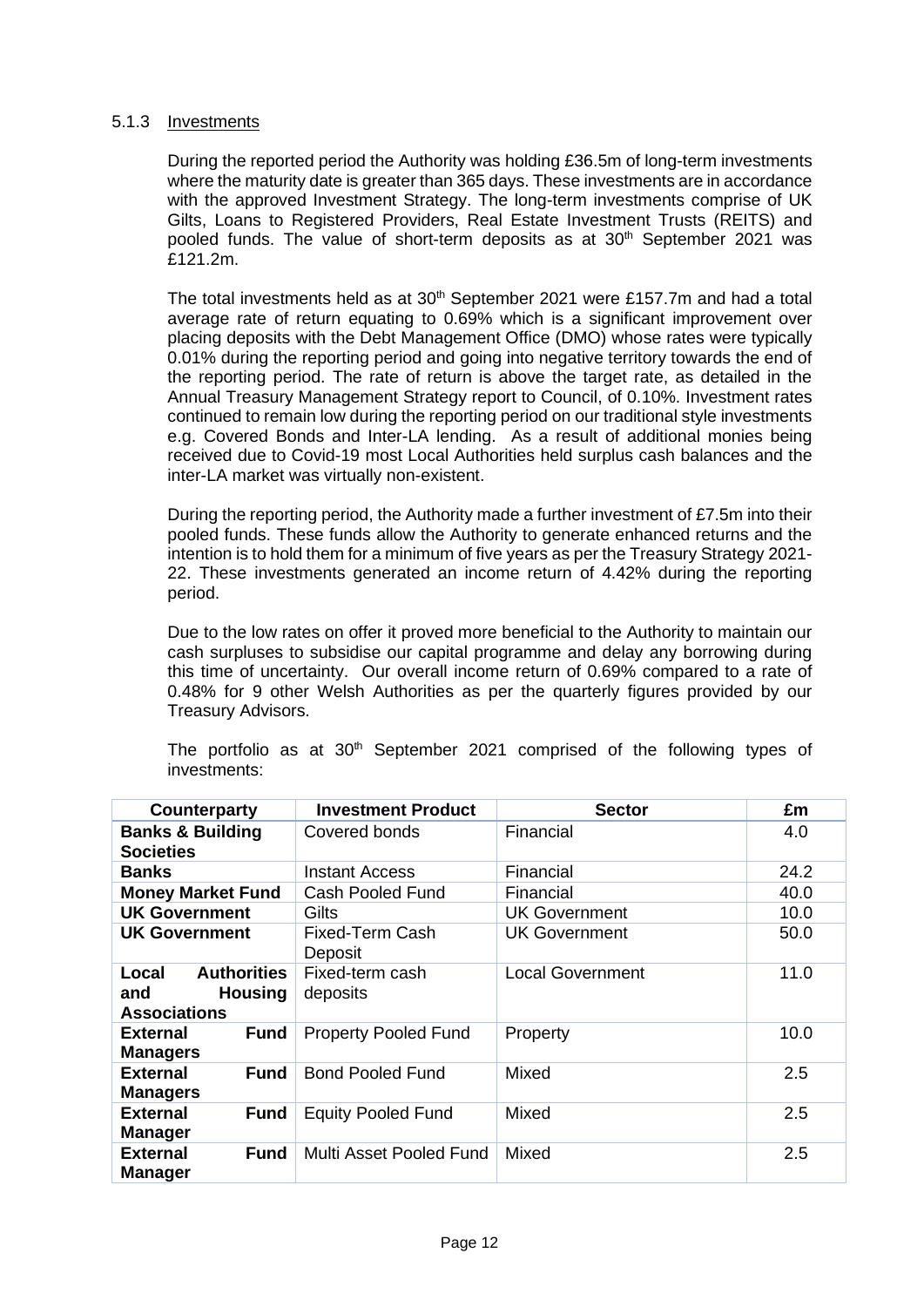#### 5.1.3 Investments

During the reported period the Authority was holding £36.5m of long-term investments where the maturity date is greater than 365 days. These investments are in accordance with the approved Investment Strategy. The long-term investments comprise of UK Gilts, Loans to Registered Providers, Real Estate Investment Trusts (REITS) and pooled funds. The value of short-term deposits as at 30th September 2021 was £121.2m.

The total investments held as at 30th September 2021 were £157.7m and had a total average rate of return equating to 0.69% which is a significant improvement over placing deposits with the Debt Management Office (DMO) whose rates were typically 0.01% during the reporting period and going into negative territory towards the end of the reporting period. The rate of return is above the target rate, as detailed in the Annual Treasury Management Strategy report to Council, of 0.10%. Investment rates continued to remain low during the reporting period on our traditional style investments e.g. Covered Bonds and Inter-LA lending. As a result of additional monies being received due to Covid-19 most Local Authorities held surplus cash balances and the inter-LA market was virtually non-existent.

During the reporting period, the Authority made a further investment of £7.5m into their pooled funds. These funds allow the Authority to generate enhanced returns and the intention is to hold them for a minimum of five years as per the Treasury Strategy 2021-22. These investments generated an income return of 4.42% during the reporting period.

Due to the low rates on offer it proved more beneficial to the Authority to maintain our cash surpluses to subsidise our capital programme and delay any borrowing during this time of uncertainty. Our overall income return of 0.69% compared to a rate of 0.48% for 9 other Welsh Authorities as per the quarterly figures provided by our Treasury Advisors.

The portfolio as at 30th September 2021 comprised of the following types of investments:

| Counterparty | Investment Product | Sector | £m |
|---|---|---|---|
| **Banks & Building Societies** | Covered bonds | Financial | 4.0 |
| **Banks** | Instant Access | Financial | 24.2 |
| **Money Market Fund** | Cash Pooled Fund | Financial | 40.0 |
| **UK Government** | Gilts | UK Government | 10.0 |
| **UK Government** | Fixed-Term Cash Deposit | UK Government | 50.0 |
| **Local Authorities and Housing Associations** | Fixed-term cash deposits | Local Government | 11.0 |
| **External Fund Managers** | Property Pooled Fund | Property | 10.0 |
| **External Fund Managers** | Bond Pooled Fund | Mixed | 2.5 |
| **External Fund Manager** | Equity Pooled Fund | Mixed | 2.5 |
| **External Fund Manager** | Multi Asset Pooled Fund | Mixed | 2.5 |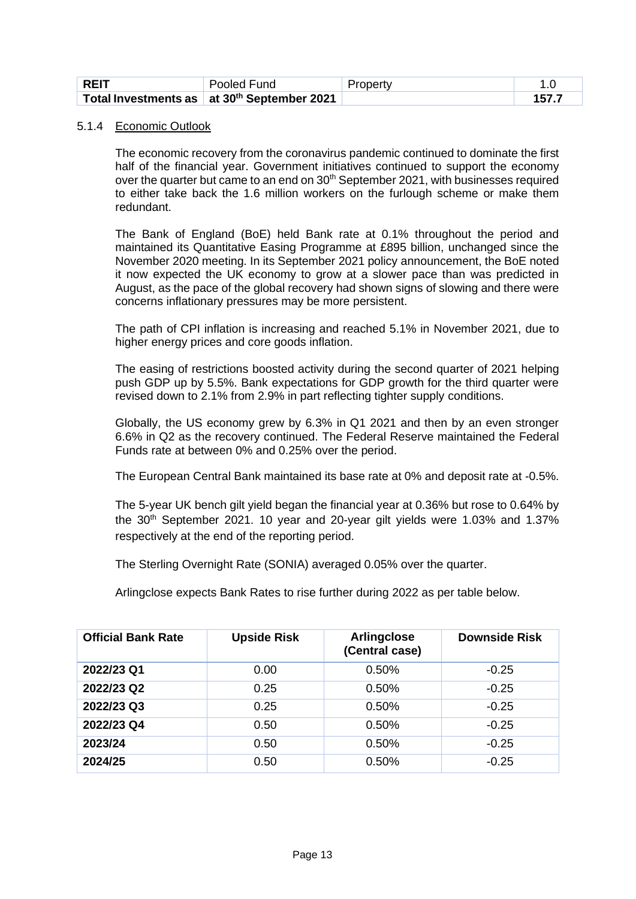| REIT | Pooled Fund | Property | 1.0 |
| --- | --- | --- | --- |
| **Total Investments as** | **at 30th September 2021** | | **157.7** |

### 5.1.4 Economic Outlook

The economic recovery from the coronavirus pandemic continued to dominate the first half of the financial year. Government initiatives continued to support the economy over the quarter but came to an end on 30th September 2021, with businesses required to either take back the 1.6 million workers on the furlough scheme or make them redundant.

The Bank of England (BoE) held Bank rate at 0.1% throughout the period and maintained its Quantitative Easing Programme at £895 billion, unchanged since the November 2020 meeting. In its September 2021 policy announcement, the BoE noted it now expected the UK economy to grow at a slower pace than was predicted in August, as the pace of the global recovery had shown signs of slowing and there were concerns inflationary pressures may be more persistent.

The path of CPI inflation is increasing and reached 5.1% in November 2021, due to higher energy prices and core goods inflation.

The easing of restrictions boosted activity during the second quarter of 2021 helping push GDP up by 5.5%. Bank expectations for GDP growth for the third quarter were revised down to 2.1% from 2.9% in part reflecting tighter supply conditions.

Globally, the US economy grew by 6.3% in Q1 2021 and then by an even stronger 6.6% in Q2 as the recovery continued. The Federal Reserve maintained the Federal Funds rate at between 0% and 0.25% over the period.

The European Central Bank maintained its base rate at 0% and deposit rate at -0.5%.

The 5-year UK bench gilt yield began the financial year at 0.36% but rose to 0.64% by the 30th September 2021. 10 year and 20-year gilt yields were 1.03% and 1.37% respectively at the end of the reporting period.

The Sterling Overnight Rate (SONIA) averaged 0.05% over the quarter.

Arlingclose expects Bank Rates to rise further during 2022 as per table below.

| Official Bank Rate | Upside Risk | Arlingclose (Central case) | Downside Risk |
| --- | --- | --- | --- |
| **2022/23 Q1** | 0.00 | 0.50% | -0.25 |
| **2022/23 Q2** | 0.25 | 0.50% | -0.25 |
| **2022/23 Q3** | 0.25 | 0.50% | -0.25 |
| **2022/23 Q4** | 0.50 | 0.50% | -0.25 |
| **2023/24** | 0.50 | 0.50% | -0.25 |
| **2024/25** | 0.50 | 0.50% | -0.25 |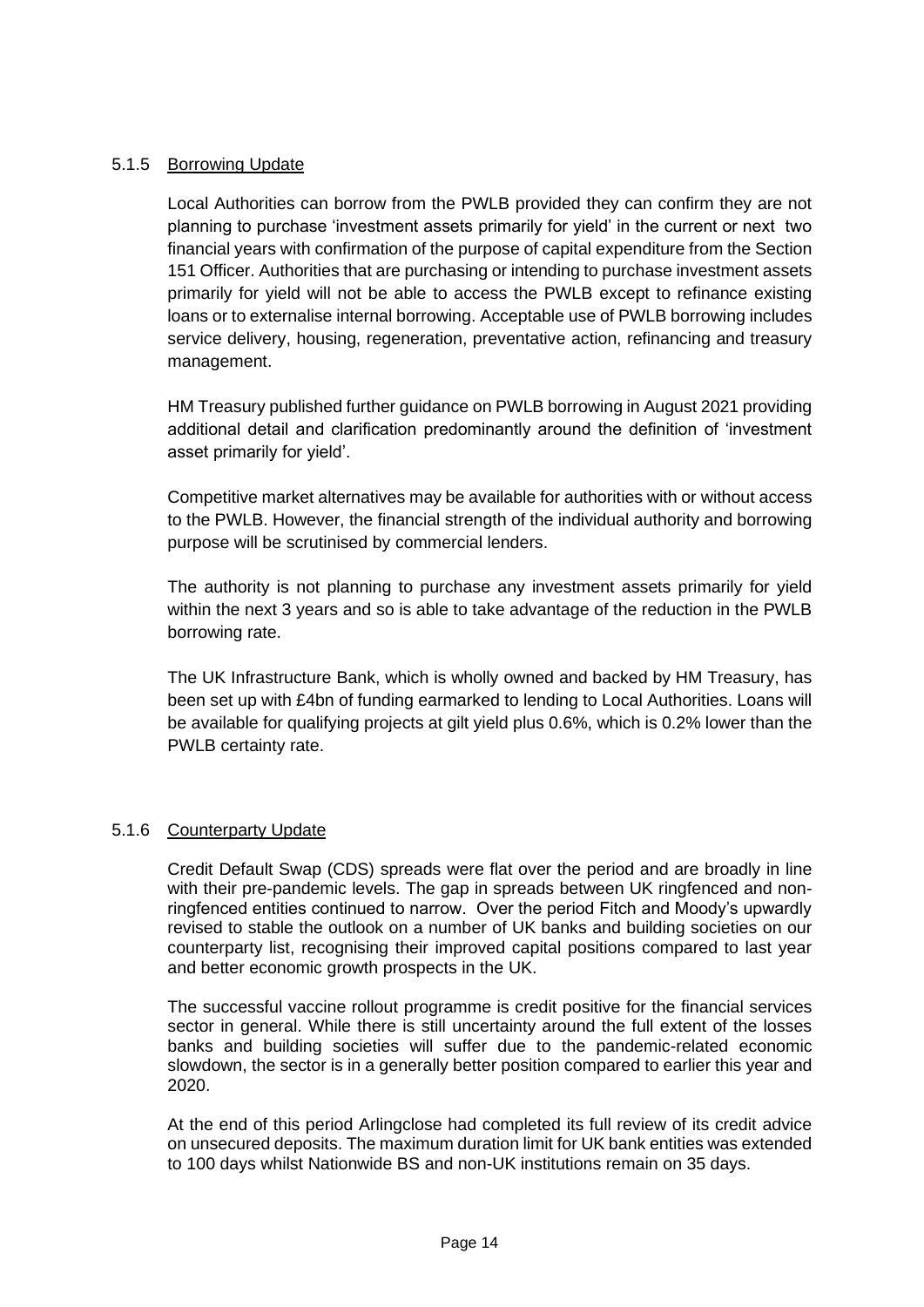#### 5.1.5 Borrowing Update

Local Authorities can borrow from the PWLB provided they can confirm they are not planning to purchase 'investment assets primarily for yield' in the current or next two financial years with confirmation of the purpose of capital expenditure from the Section 151 Officer. Authorities that are purchasing or intending to purchase investment assets primarily for yield will not be able to access the PWLB except to refinance existing loans or to externalise internal borrowing. Acceptable use of PWLB borrowing includes service delivery, housing, regeneration, preventative action, refinancing and treasury management.

HM Treasury published further guidance on PWLB borrowing in August 2021 providing additional detail and clarification predominantly around the definition of 'investment asset primarily for yield'.

Competitive market alternatives may be available for authorities with or without access to the PWLB. However, the financial strength of the individual authority and borrowing purpose will be scrutinised by commercial lenders.

The authority is not planning to purchase any investment assets primarily for yield within the next 3 years and so is able to take advantage of the reduction in the PWLB borrowing rate.

The UK Infrastructure Bank, which is wholly owned and backed by HM Treasury, has been set up with £4bn of funding earmarked to lending to Local Authorities. Loans will be available for qualifying projects at gilt yield plus 0.6%, which is 0.2% lower than the PWLB certainty rate.

#### 5.1.6 Counterparty Update

Credit Default Swap (CDS) spreads were flat over the period and are broadly in line with their pre-pandemic levels. The gap in spreads between UK ringfenced and non-ringfenced entities continued to narrow. Over the period Fitch and Moody's upwardly revised to stable the outlook on a number of UK banks and building societies on our counterparty list, recognising their improved capital positions compared to last year and better economic growth prospects in the UK.

The successful vaccine rollout programme is credit positive for the financial services sector in general. While there is still uncertainty around the full extent of the losses banks and building societies will suffer due to the pandemic-related economic slowdown, the sector is in a generally better position compared to earlier this year and 2020.

At the end of this period Arlingclose had completed its full review of its credit advice on unsecured deposits. The maximum duration limit for UK bank entities was extended to 100 days whilst Nationwide BS and non-UK institutions remain on 35 days.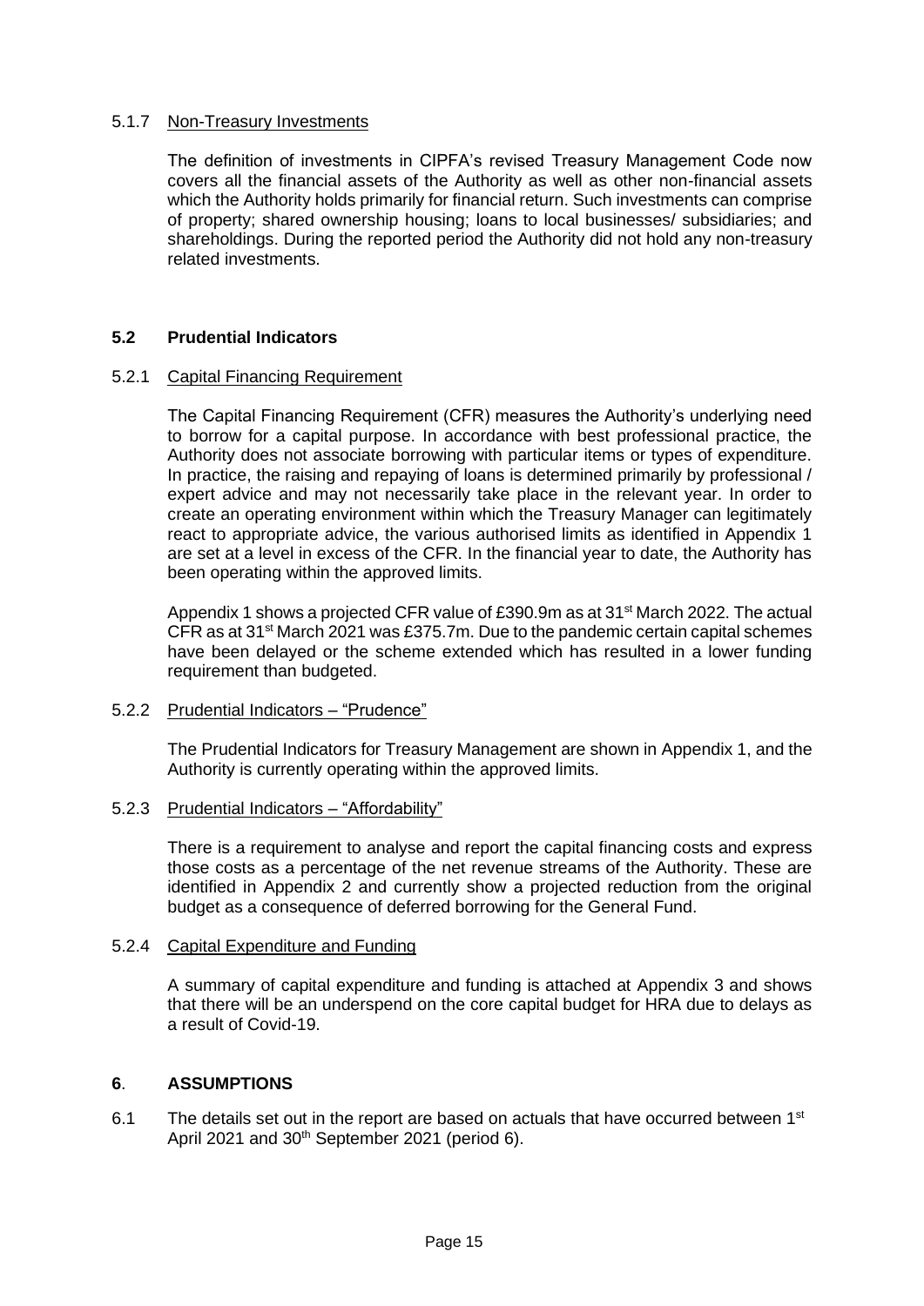#### 5.1.7 Non-Treasury Investments

The definition of investments in CIPFA's revised Treasury Management Code now covers all the financial assets of the Authority as well as other non-financial assets which the Authority holds primarily for financial return. Such investments can comprise of property; shared ownership housing; loans to local businesses/ subsidiaries; and shareholdings. During the reported period the Authority did not hold any non-treasury related investments.

### 5.2 Prudential Indicators

#### 5.2.1 Capital Financing Requirement

The Capital Financing Requirement (CFR) measures the Authority's underlying need to borrow for a capital purpose. In accordance with best professional practice, the Authority does not associate borrowing with particular items or types of expenditure. In practice, the raising and repaying of loans is determined primarily by professional / expert advice and may not necessarily take place in the relevant year. In order to create an operating environment within which the Treasury Manager can legitimately react to appropriate advice, the various authorised limits as identified in Appendix 1 are set at a level in excess of the CFR. In the financial year to date, the Authority has been operating within the approved limits.

Appendix 1 shows a projected CFR value of £390.9m as at 31st March 2022. The actual CFR as at 31st March 2021 was £375.7m. Due to the pandemic certain capital schemes have been delayed or the scheme extended which has resulted in a lower funding requirement than budgeted.

#### 5.2.2 Prudential Indicators – "Prudence"

The Prudential Indicators for Treasury Management are shown in Appendix 1, and the Authority is currently operating within the approved limits.

#### 5.2.3 Prudential Indicators – "Affordability"

There is a requirement to analyse and report the capital financing costs and express those costs as a percentage of the net revenue streams of the Authority. These are identified in Appendix 2 and currently show a projected reduction from the original budget as a consequence of deferred borrowing for the General Fund.

#### 5.2.4 Capital Expenditure and Funding

A summary of capital expenditure and funding is attached at Appendix 3 and shows that there will be an underspend on the core capital budget for HRA due to delays as a result of Covid-19.

## 6. ASSUMPTIONS

6.1 The details set out in the report are based on actuals that have occurred between 1st April 2021 and 30th September 2021 (period 6).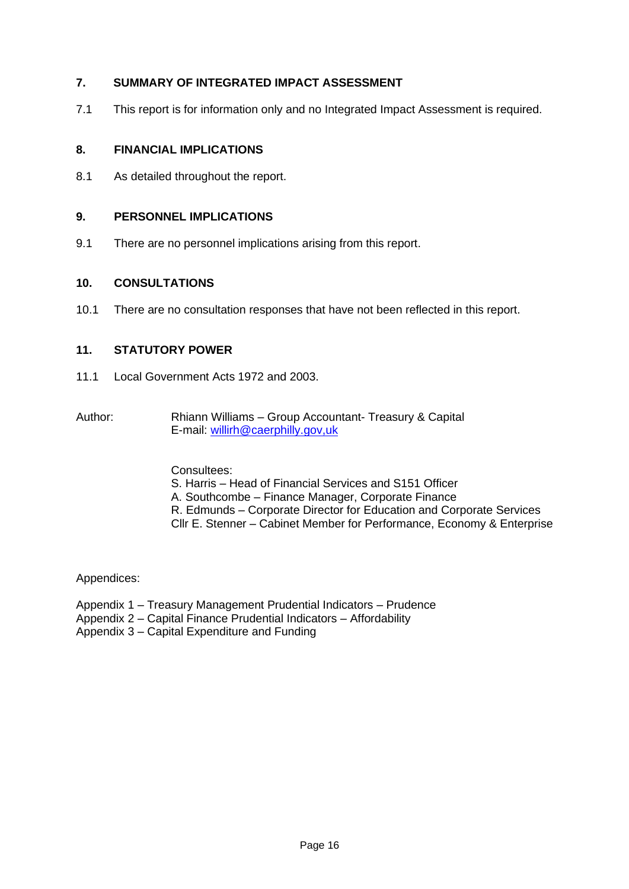## 7. SUMMARY OF INTEGRATED IMPACT ASSESSMENT

7.1 This report is for information only and no Integrated Impact Assessment is required.

## 8. FINANCIAL IMPLICATIONS

8.1 As detailed throughout the report.

## 9. PERSONNEL IMPLICATIONS

9.1 There are no personnel implications arising from this report.

## 10. CONSULTATIONS

10.1 There are no consultation responses that have not been reflected in this report.

## 11. STATUTORY POWER

11.1 Local Government Acts 1972 and 2003.

Author: Rhiann Williams – Group Accountant- Treasury & Capital
E-mail: willirh@caerphilly.gov,uk

Consultees:
S. Harris – Head of Financial Services and S151 Officer
A. Southcombe – Finance Manager, Corporate Finance
R. Edmunds – Corporate Director for Education and Corporate Services
Cllr E. Stenner – Cabinet Member for Performance, Economy & Enterprise

Appendices:

Appendix 1 – Treasury Management Prudential Indicators – Prudence
Appendix 2 – Capital Finance Prudential Indicators – Affordability
Appendix 3 – Capital Expenditure and Funding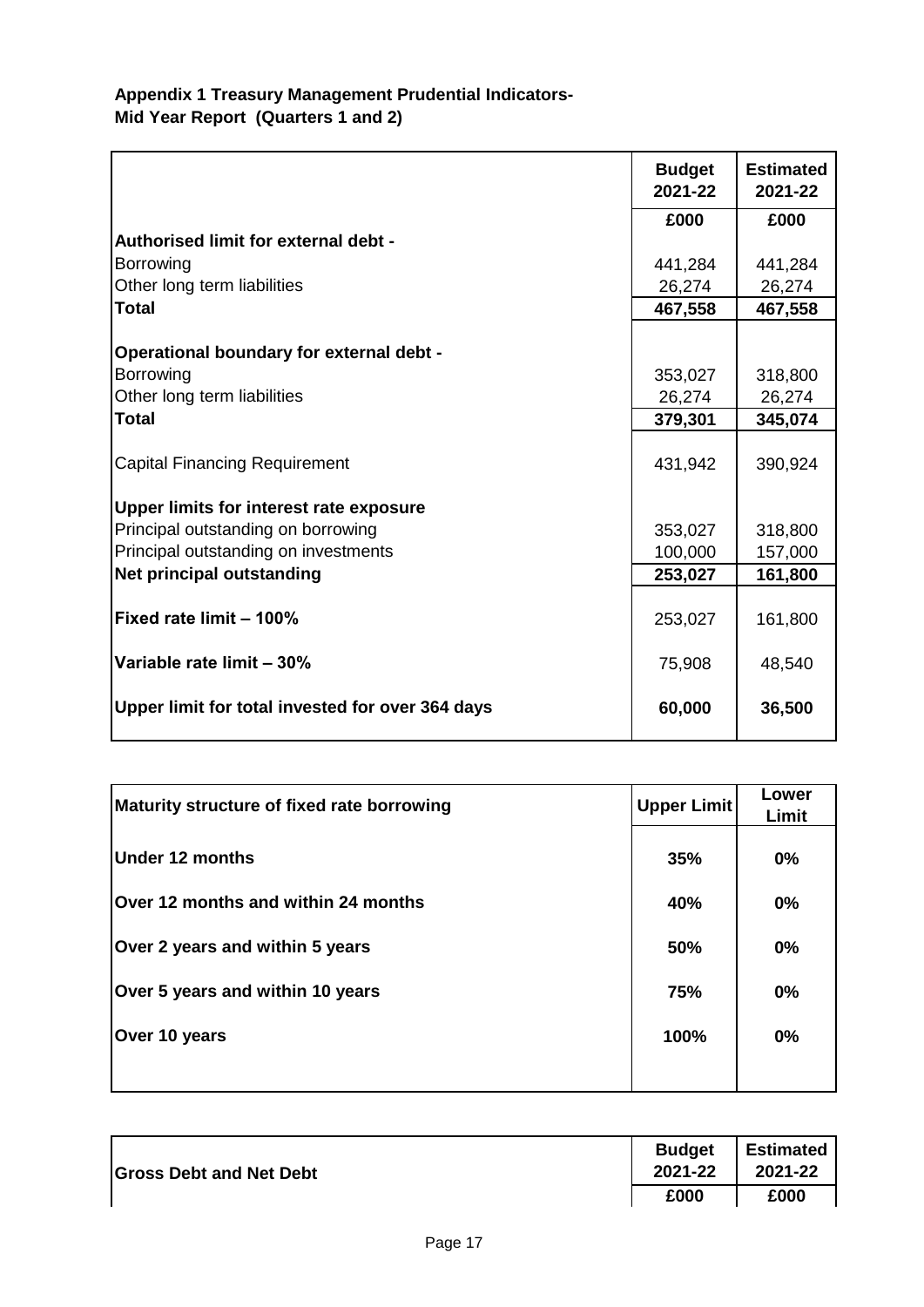**Appendix 1 Treasury Management Prudential Indicators-**
**Mid Year Report (Quarters 1 and 2)**

| | Budget 2021-22 | Estimated 2021-22 |
|---|---|---|
| | £000 | £000 |
| **Authorised limit for external debt -** | | |
| Borrowing | 441,284 | 441,284 |
| Other long term liabilities | 26,274 | 26,274 |
| **Total** | **467,558** | **467,558** |
| **Operational boundary for external debt -** | | |
| Borrowing | 353,027 | 318,800 |
| Other long term liabilities | 26,274 | 26,274 |
| **Total** | **379,301** | **345,074** |
| Capital Financing Requirement | 431,942 | 390,924 |
| **Upper limits for interest rate exposure** | | |
| Principal outstanding on borrowing | 353,027 | 318,800 |
| Principal outstanding on investments | 100,000 | 157,000 |
| **Net principal outstanding** | **253,027** | **161,800** |
| **Fixed rate limit – 100%** | 253,027 | 161,800 |
| **Variable rate limit – 30%** | 75,908 | 48,540 |
| **Upper limit for total invested for over 364 days** | **60,000** | **36,500** |

| Maturity structure of fixed rate borrowing | Upper Limit | Lower Limit |
|---|---|---|
| **Under 12 months** | **35%** | **0%** |
| **Over 12 months and within 24 months** | **40%** | **0%** |
| **Over 2 years and within 5 years** | **50%** | **0%** |
| **Over 5 years and within 10 years** | **75%** | **0%** |
| **Over 10 years** | **100%** | **0%** |

| Gross Debt and Net Debt | Budget 2021-22 | Estimated 2021-22 |
|---|---|---|
| | £000 | £000 |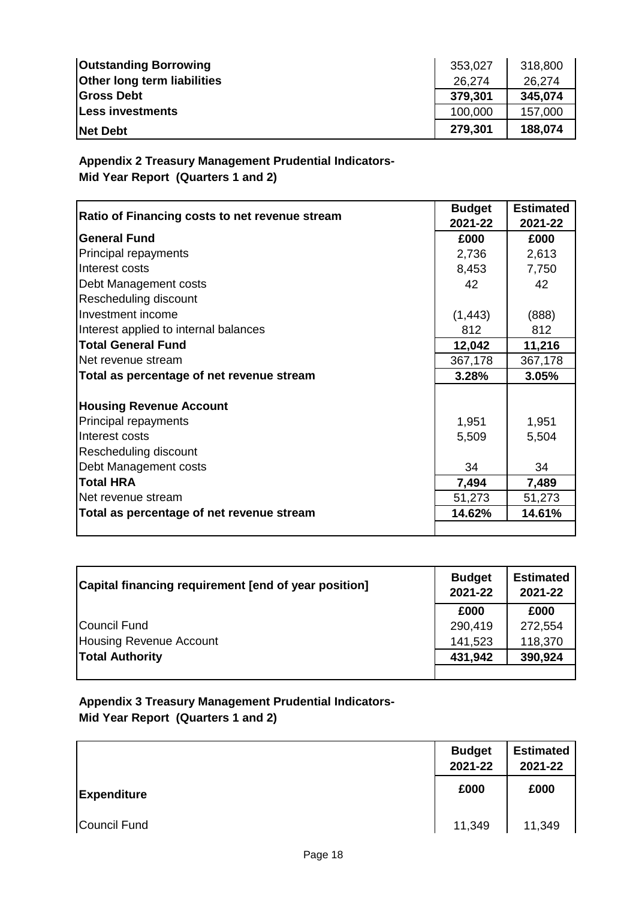| | | |
|---|---|---|
| **Outstanding Borrowing** | 353,027 | 318,800 |
| **Other long term liabilities** | 26,274 | 26,274 |
| **Gross Debt** | **379,301** | **345,074** |
| **Less investments** | 100,000 | 157,000 |
| **Net Debt** | **279,301** | **188,074** |

**Appendix 2 Treasury Management Prudential Indicators-**
**Mid Year Report (Quarters 1 and 2)**

| **Ratio of Financing costs to net revenue stream** | **Budget 2021-22** | **Estimated 2021-22** |
|---|---|---|
| **General Fund** | **£000** | **£000** |
| Principal repayments | 2,736 | 2,613 |
| Interest costs | 8,453 | 7,750 |
| Debt Management costs | 42 | 42 |
| Rescheduling discount | | |
| Investment income | (1,443) | (888) |
| Interest applied to internal balances | 812 | 812 |
| **Total General Fund** | **12,042** | **11,216** |
| Net revenue stream | 367,178 | 367,178 |
| **Total as percentage of net revenue stream** | **3.28%** | **3.05%** |
| | | |
| **Housing Revenue Account** | | |
| Principal repayments | 1,951 | 1,951 |
| Interest costs | 5,509 | 5,504 |
| Rescheduling discount | | |
| Debt Management costs | 34 | 34 |
| **Total HRA** | **7,494** | **7,489** |
| Net revenue stream | 51,273 | 51,273 |
| **Total as percentage of net revenue stream** | **14.62%** | **14.61%** |

| **Capital financing requirement [end of year position]** | **Budget 2021-22** | **Estimated 2021-22** |
|---|---|---|
| | **£000** | **£000** |
| Council Fund | 290,419 | 272,554 |
| Housing Revenue Account | 141,523 | 118,370 |
| **Total Authority** | **431,942** | **390,924** |

**Appendix 3 Treasury Management Prudential Indicators-**
**Mid Year Report (Quarters 1 and 2)**

| | **Budget 2021-22** | **Estimated 2021-22** |
|---|---|---|
| **Expenditure** | **£000** | **£000** |
| Council Fund | 11,349 | 11,349 |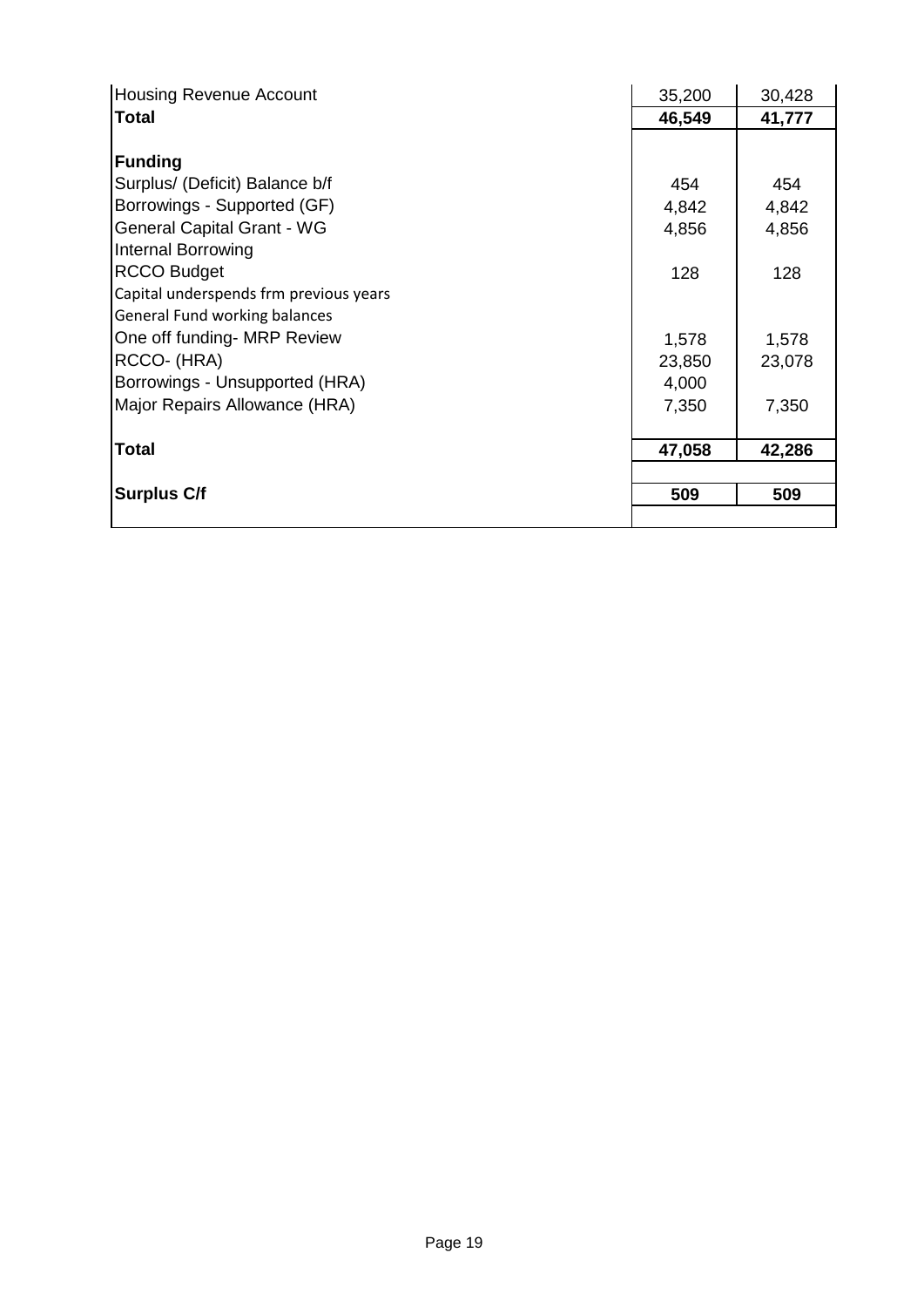| | | |
|---|---|---|
| Housing Revenue Account | 35,200 | 30,428 |
| **Total** | **46,549** | **41,777** |
| | | |
| **Funding** | | |
| Surplus/ (Deficit) Balance b/f | 454 | 454 |
| Borrowings - Supported (GF) | 4,842 | 4,842 |
| General Capital Grant - WG | 4,856 | 4,856 |
| Internal Borrowing | | |
| RCCO Budget | 128 | 128 |
| Capital underspends frm previous years | | |
| General Fund working balances | | |
| One off funding- MRP Review | 1,578 | 1,578 |
| RCCO- (HRA) | 23,850 | 23,078 |
| Borrowings - Unsupported (HRA) | 4,000 | |
| Major Repairs Allowance (HRA) | 7,350 | 7,350 |
| | | |
| **Total** | **47,058** | **42,286** |
| | | |
| **Surplus C/f** | **509** | **509** |